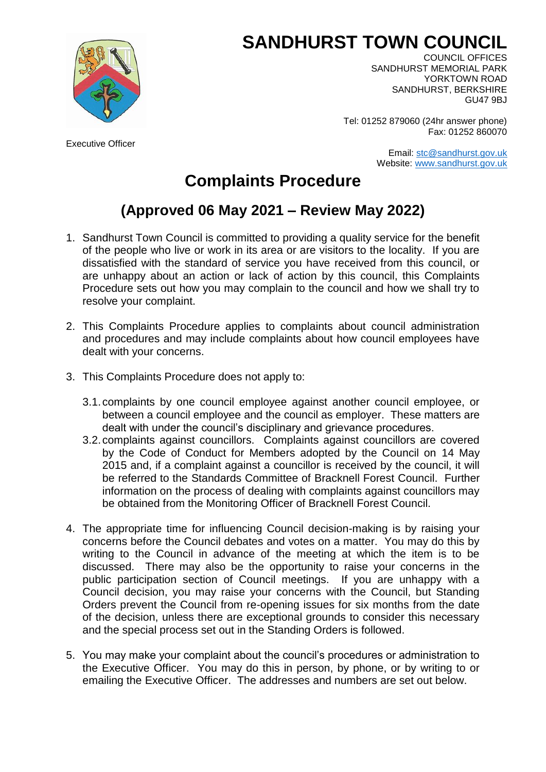# SANDHURST TOWN COUNCIL

COUNCIL OFFICES
SANDHURST MEMORIAL PARK
YORKTOWN ROAD
SANDHURST, BERKSHIRE
GU47 9BJ

Tel: 01252 879060 (24hr answer phone)
Fax: 01252 860070

Executive Officer

Email: stc@sandhurst.gov.uk
Website: www.sandhurst.gov.uk

# Complaints Procedure

## (Approved 06 May 2021 – Review May 2022)

1. Sandhurst Town Council is committed to providing a quality service for the benefit of the people who live or work in its area or are visitors to the locality. If you are dissatisfied with the standard of service you have received from this council, or are unhappy about an action or lack of action by this council, this Complaints Procedure sets out how you may complain to the council and how we shall try to resolve your complaint.

2. This Complaints Procedure applies to complaints about council administration and procedures and may include complaints about how council employees have dealt with your concerns.

3. This Complaints Procedure does not apply to:

   3.1. complaints by one council employee against another council employee, or between a council employee and the council as employer. These matters are dealt with under the council's disciplinary and grievance procedures.

   3.2. complaints against councillors. Complaints against councillors are covered by the Code of Conduct for Members adopted by the Council on 14 May 2015 and, if a complaint against a councillor is received by the council, it will be referred to the Standards Committee of Bracknell Forest Council. Further information on the process of dealing with complaints against councillors may be obtained from the Monitoring Officer of Bracknell Forest Council.

4. The appropriate time for influencing Council decision-making is by raising your concerns before the Council debates and votes on a matter. You may do this by writing to the Council in advance of the meeting at which the item is to be discussed. There may also be the opportunity to raise your concerns in the public participation section of Council meetings. If you are unhappy with a Council decision, you may raise your concerns with the Council, but Standing Orders prevent the Council from re-opening issues for six months from the date of the decision, unless there are exceptional grounds to consider this necessary and the special process set out in the Standing Orders is followed.

5. You may make your complaint about the council's procedures or administration to the Executive Officer. You may do this in person, by phone, or by writing to or emailing the Executive Officer. The addresses and numbers are set out below.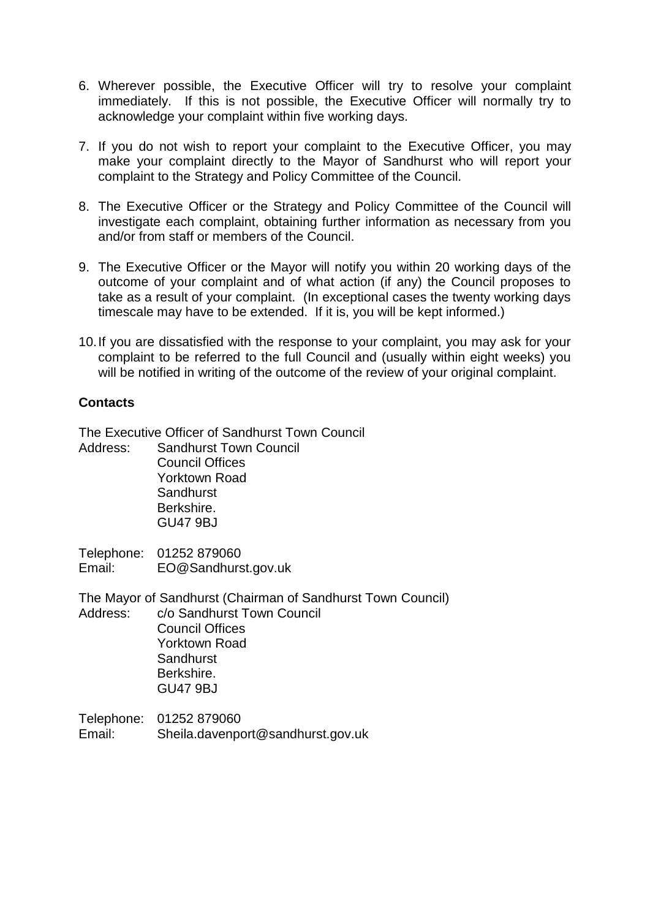6. Wherever possible, the Executive Officer will try to resolve your complaint immediately. If this is not possible, the Executive Officer will normally try to acknowledge your complaint within five working days.

7. If you do not wish to report your complaint to the Executive Officer, you may make your complaint directly to the Mayor of Sandhurst who will report your complaint to the Strategy and Policy Committee of the Council.

8. The Executive Officer or the Strategy and Policy Committee of the Council will investigate each complaint, obtaining further information as necessary from you and/or from staff or members of the Council.

9. The Executive Officer or the Mayor will notify you within 20 working days of the outcome of your complaint and of what action (if any) the Council proposes to take as a result of your complaint. (In exceptional cases the twenty working days timescale may have to be extended. If it is, you will be kept informed.)

10. If you are dissatisfied with the response to your complaint, you may ask for your complaint to be referred to the full Council and (usually within eight weeks) you will be notified in writing of the outcome of the review of your original complaint.

**Contacts**

The Executive Officer of Sandhurst Town Council

Address: Sandhurst Town Council
Council Offices
Yorktown Road
Sandhurst
Berkshire.
GU47 9BJ

Telephone: 01252 879060
Email: EO@Sandhurst.gov.uk

The Mayor of Sandhurst (Chairman of Sandhurst Town Council)

Address: c/o Sandhurst Town Council
Council Offices
Yorktown Road
Sandhurst
Berkshire.
GU47 9BJ

Telephone: 01252 879060
Email: Sheila.davenport@sandhurst.gov.uk